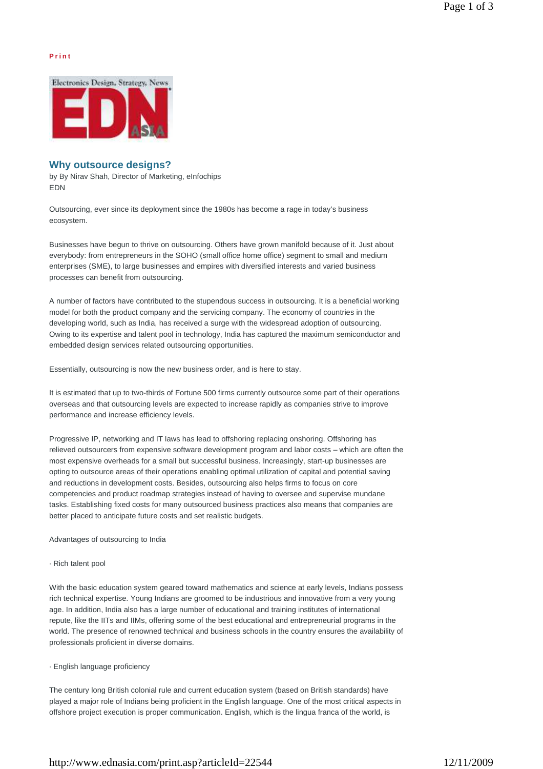Print

# Why outsource designs?

by By Nirav Shah, Director of Marketing, eInfochips
EDN

Outsourcing, ever since its deployment since the 1980s has become a rage in today's business ecosystem.

Businesses have begun to thrive on outsourcing. Others have grown manifold because of it. Just about everybody: from entrepreneurs in the SOHO (small office home office) segment to small and medium enterprises (SME), to large businesses and empires with diversified interests and varied business processes can benefit from outsourcing.

A number of factors have contributed to the stupendous success in outsourcing. It is a beneficial working model for both the product company and the servicing company. The economy of countries in the developing world, such as India, has received a surge with the widespread adoption of outsourcing. Owing to its expertise and talent pool in technology, India has captured the maximum semiconductor and embedded design services related outsourcing opportunities.

Essentially, outsourcing is now the new business order, and is here to stay.

It is estimated that up to two-thirds of Fortune 500 firms currently outsource some part of their operations overseas and that outsourcing levels are expected to increase rapidly as companies strive to improve performance and increase efficiency levels.

Progressive IP, networking and IT laws has lead to offshoring replacing onshoring. Offshoring has relieved outsourcers from expensive software development program and labor costs – which are often the most expensive overheads for a small but successful business. Increasingly, start-up businesses are opting to outsource areas of their operations enabling optimal utilization of capital and potential saving and reductions in development costs. Besides, outsourcing also helps firms to focus on core competencies and product roadmap strategies instead of having to oversee and supervise mundane tasks. Establishing fixed costs for many outsourced business practices also means that companies are better placed to anticipate future costs and set realistic budgets.

Advantages of outsourcing to India

· Rich talent pool

With the basic education system geared toward mathematics and science at early levels, Indians possess rich technical expertise. Young Indians are groomed to be industrious and innovative from a very young age. In addition, India also has a large number of educational and training institutes of international repute, like the IITs and IIMs, offering some of the best educational and entrepreneurial programs in the world. The presence of renowned technical and business schools in the country ensures the availability of professionals proficient in diverse domains.

· English language proficiency

The century long British colonial rule and current education system (based on British standards) have played a major role of Indians being proficient in the English language. One of the most critical aspects in offshore project execution is proper communication. English, which is the lingua franca of the world, is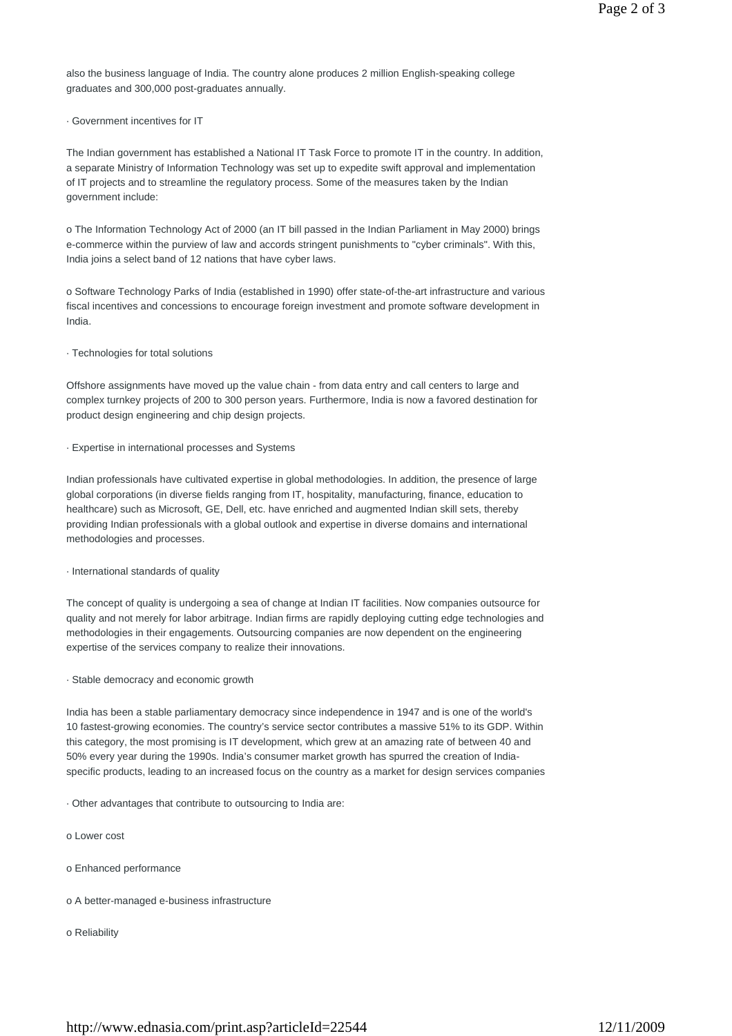also the business language of India. The country alone produces 2 million English-speaking college graduates and 300,000 post-graduates annually.

· Government incentives for IT

The Indian government has established a National IT Task Force to promote IT in the country. In addition, a separate Ministry of Information Technology was set up to expedite swift approval and implementation of IT projects and to streamline the regulatory process. Some of the measures taken by the Indian government include:

o The Information Technology Act of 2000 (an IT bill passed in the Indian Parliament in May 2000) brings e-commerce within the purview of law and accords stringent punishments to "cyber criminals". With this, India joins a select band of 12 nations that have cyber laws.

o Software Technology Parks of India (established in 1990) offer state-of-the-art infrastructure and various fiscal incentives and concessions to encourage foreign investment and promote software development in India.

· Technologies for total solutions

Offshore assignments have moved up the value chain - from data entry and call centers to large and complex turnkey projects of 200 to 300 person years. Furthermore, India is now a favored destination for product design engineering and chip design projects.

· Expertise in international processes and Systems

Indian professionals have cultivated expertise in global methodologies. In addition, the presence of large global corporations (in diverse fields ranging from IT, hospitality, manufacturing, finance, education to healthcare) such as Microsoft, GE, Dell, etc. have enriched and augmented Indian skill sets, thereby providing Indian professionals with a global outlook and expertise in diverse domains and international methodologies and processes.

· International standards of quality

The concept of quality is undergoing a sea of change at Indian IT facilities. Now companies outsource for quality and not merely for labor arbitrage. Indian firms are rapidly deploying cutting edge technologies and methodologies in their engagements. Outsourcing companies are now dependent on the engineering expertise of the services company to realize their innovations.

· Stable democracy and economic growth

India has been a stable parliamentary democracy since independence in 1947 and is one of the world's 10 fastest-growing economies. The country's service sector contributes a massive 51% to its GDP. Within this category, the most promising is IT development, which grew at an amazing rate of between 40 and 50% every year during the 1990s. India's consumer market growth has spurred the creation of India-specific products, leading to an increased focus on the country as a market for design services companies

· Other advantages that contribute to outsourcing to India are:

o Lower cost

o Enhanced performance

o A better-managed e-business infrastructure

o Reliability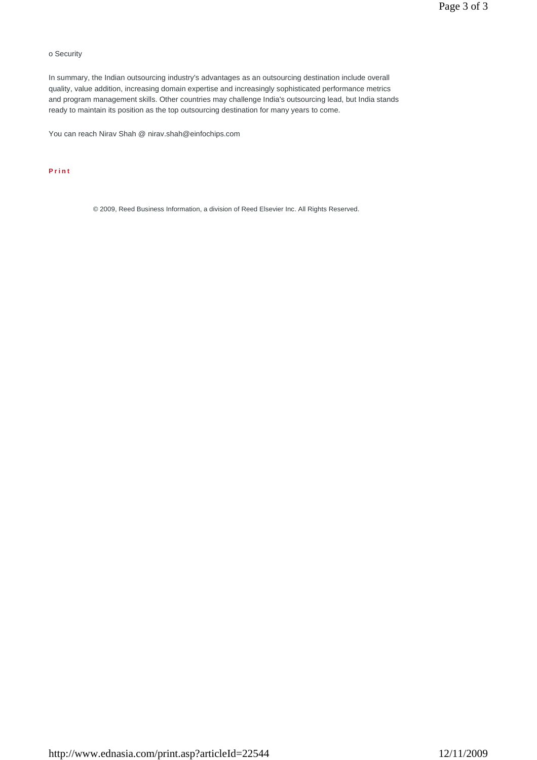o Security

In summary, the Indian outsourcing industry's advantages as an outsourcing destination include overall quality, value addition, increasing domain expertise and increasingly sophisticated performance metrics and program management skills. Other countries may challenge India's outsourcing lead, but India stands ready to maintain its position as the top outsourcing destination for many years to come.

You can reach Nirav Shah @ nirav.shah@einfochips.com

**Print**

© 2009, Reed Business Information, a division of Reed Elsevier Inc. All Rights Reserved.